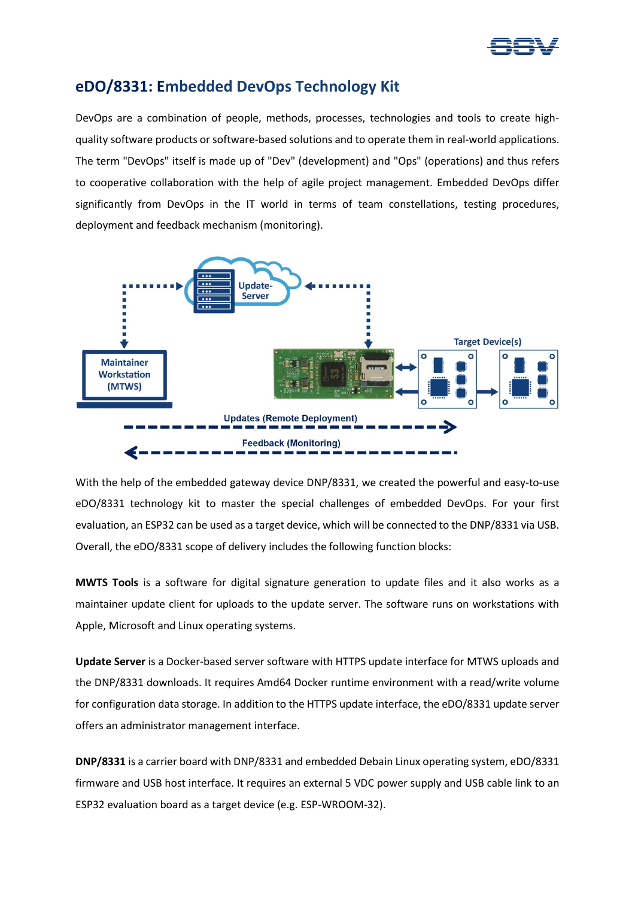# eDO/8331: Embedded DevOps Technology Kit

DevOps are a combination of people, methods, processes, technologies and tools to create high-quality software products or software-based solutions and to operate them in real-world applications. The term "DevOps" itself is made up of "Dev" (development) and "Ops" (operations) and thus refers to cooperative collaboration with the help of agile project management. Embedded DevOps differ significantly from DevOps in the IT world in terms of team constellations, testing procedures, deployment and feedback mechanism (monitoring).

With the help of the embedded gateway device DNP/8331, we created the powerful and easy-to-use eDO/8331 technology kit to master the special challenges of embedded DevOps. For your first evaluation, an ESP32 can be used as a target device, which will be connected to the DNP/8331 via USB. Overall, the eDO/8331 scope of delivery includes the following function blocks:

**MWTS Tools** is a software for digital signature generation to update files and it also works as a maintainer update client for uploads to the update server. The software runs on workstations with Apple, Microsoft and Linux operating systems.

**Update Server** is a Docker-based server software with HTTPS update interface for MTWS uploads and the DNP/8331 downloads. It requires Amd64 Docker runtime environment with a read/write volume for configuration data storage. In addition to the HTTPS update interface, the eDO/8331 update server offers an administrator management interface.

**DNP/8331** is a carrier board with DNP/8331 and embedded Debain Linux operating system, eDO/8331 firmware and USB host interface. It requires an external 5 VDC power supply and USB cable link to an ESP32 evaluation board as a target device (e.g. ESP-WROOM-32).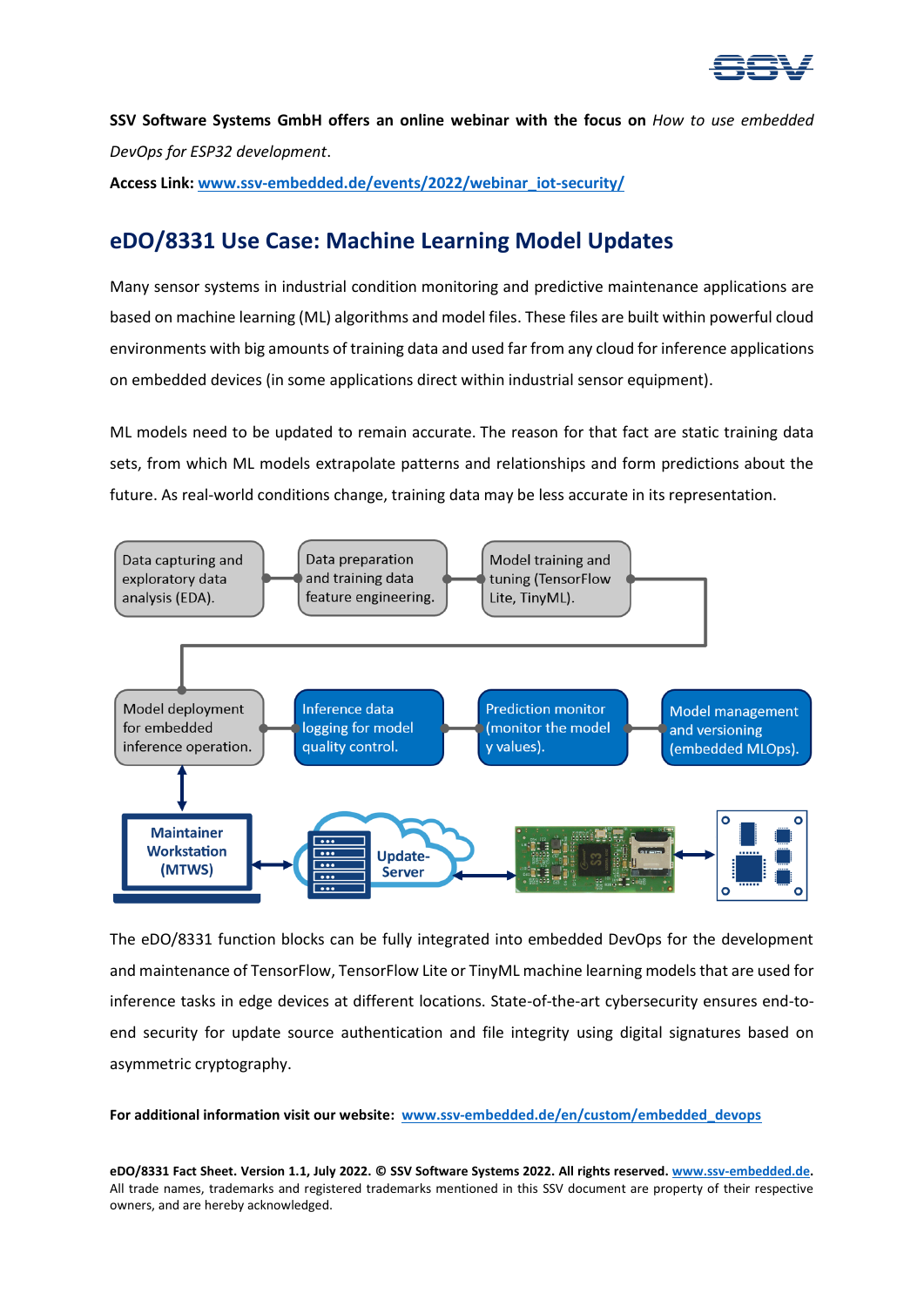**SSV Software Systems GmbH offers an online webinar with the focus on** *How to use embedded DevOps for ESP32 development*.

**Access Link:** [www.ssv-embedded.de/events/2022/webinar_iot-security/](www.ssv-embedded.de/events/2022/webinar_iot-security/)

## eDO/8331 Use Case: Machine Learning Model Updates

Many sensor systems in industrial condition monitoring and predictive maintenance applications are based on machine learning (ML) algorithms and model files. These files are built within powerful cloud environments with big amounts of training data and used far from any cloud for inference applications on embedded devices (in some applications direct within industrial sensor equipment).

ML models need to be updated to remain accurate. The reason for that fact are static training data sets, from which ML models extrapolate patterns and relationships and form predictions about the future. As real-world conditions change, training data may be less accurate in its representation.

Data capturing and exploratory data analysis (EDA).

Data preparation and training data feature engineering.

Model training and tuning (TensorFlow Lite, TinyML).

Model deployment for embedded inference operation.

Inference data logging for model quality control.

Prediction monitor (monitor the model y values).

Model management and versioning (embedded MLOps).

Maintainer Workstation (MTWS)

Update-Server

The eDO/8331 function blocks can be fully integrated into embedded DevOps for the development and maintenance of TensorFlow, TensorFlow Lite or TinyML machine learning models that are used for inference tasks in edge devices at different locations. State-of-the-art cybersecurity ensures end-to-end security for update source authentication and file integrity using digital signatures based on asymmetric cryptography.

**For additional information visit our website:** [www.ssv-embedded.de/en/custom/embedded_devops](www.ssv-embedded.de/en/custom/embedded_devops)

**eDO/8331 Fact Sheet. Version 1.1, July 2022. © SSV Software Systems 2022. All rights reserved. [www.ssv-embedded.de](www.ssv-embedded.de).**
All trade names, trademarks and registered trademarks mentioned in this SSV document are property of their respective owners, and are hereby acknowledged.